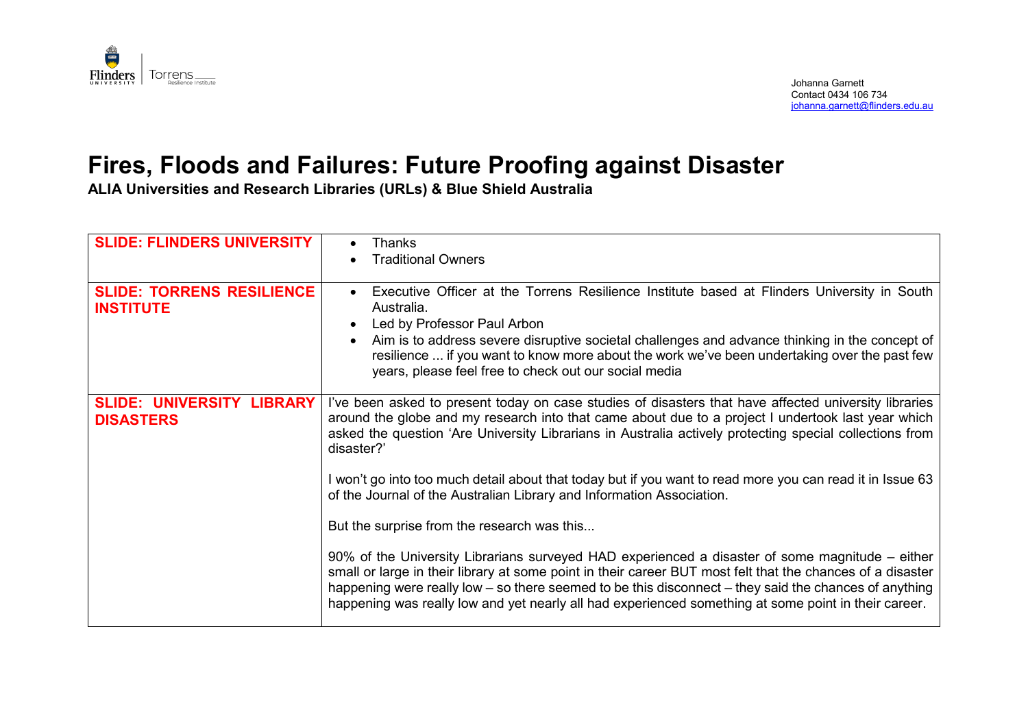Johanna Garnett
Contact 0434 106 734
johanna.garnett@flinders.edu.au

# Fires, Floods and Failures: Future Proofing against Disaster

**ALIA Universities and Research Libraries (URLs) & Blue Shield Australia**

| | |
|---|---|
| **SLIDE: FLINDERS UNIVERSITY** | • Thanks<br>• Traditional Owners |
| **SLIDE: TORRENS RESILIENCE INSTITUTE** | • Executive Officer at the Torrens Resilience Institute based at Flinders University in South Australia.<br>• Led by Professor Paul Arbon<br>• Aim is to address severe disruptive societal challenges and advance thinking in the concept of resilience ... if you want to know more about the work we've been undertaking over the past few years, please feel free to check out our social media |
| **SLIDE: UNIVERSITY LIBRARY DISASTERS** | I've been asked to present today on case studies of disasters that have affected university libraries around the globe and my research into that came about due to a project I undertook last year which asked the question 'Are University Librarians in Australia actively protecting special collections from disaster?'<br><br>I won't go into too much detail about that today but if you want to read more you can read it in Issue 63 of the Journal of the Australian Library and Information Association.<br><br>But the surprise from the research was this...<br><br>90% of the University Librarians surveyed HAD experienced a disaster of some magnitude – either small or large in their library at some point in their career BUT most felt that the chances of a disaster happening were really low – so there seemed to be this disconnect – they said the chances of anything happening was really low and yet nearly all had experienced something at some point in their career. |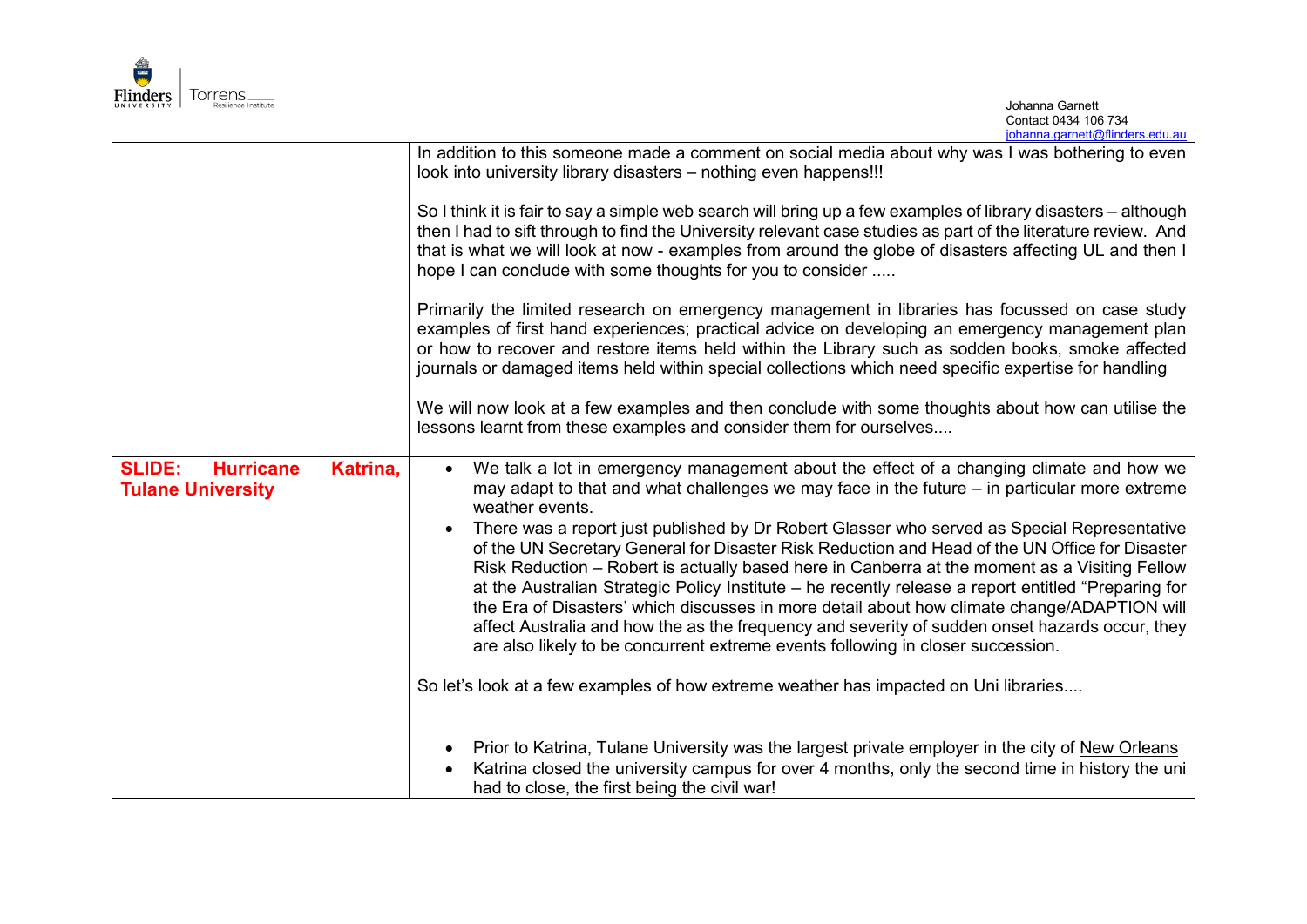| | |
|---|---|
| | In addition to this someone made a comment on social media about why was I was bothering to even look into university library disasters – nothing even happens!!!<br><br>So I think it is fair to say a simple web search will bring up a few examples of library disasters – although then I had to sift through to find the University relevant case studies as part of the literature review. And that is what we will look at now - examples from around the globe of disasters affecting UL and then I hope I can conclude with some thoughts for you to consider .....<br><br>Primarily the limited research on emergency management in libraries has focussed on case study examples of first hand experiences; practical advice on developing an emergency management plan or how to recover and restore items held within the Library such as sodden books, smoke affected journals or damaged items held within special collections which need specific expertise for handling<br><br>We will now look at a few examples and then conclude with some thoughts about how can utilise the lessons learnt from these examples and consider them for ourselves.... |
| **SLIDE: Hurricane Katrina, Tulane University** | • We talk a lot in emergency management about the effect of a changing climate and how we may adapt to that and what challenges we may face in the future – in particular more extreme weather events.<br>• There was a report just published by Dr Robert Glasser who served as Special Representative of the UN Secretary General for Disaster Risk Reduction and Head of the UN Office for Disaster Risk Reduction – Robert is actually based here in Canberra at the moment as a Visiting Fellow at the Australian Strategic Policy Institute – he recently release a report entitled "Preparing for the Era of Disasters' which discusses in more detail about how climate change/ADAPTION will affect Australia and how the as the frequency and severity of sudden onset hazards occur, they are also likely to be concurrent extreme events following in closer succession.<br><br>So let's look at a few examples of how extreme weather has impacted on Uni libraries....<br><br>• Prior to Katrina, Tulane University was the largest private employer in the city of New Orleans<br>• Katrina closed the university campus for over 4 months, only the second time in history the uni had to close, the first being the civil war! |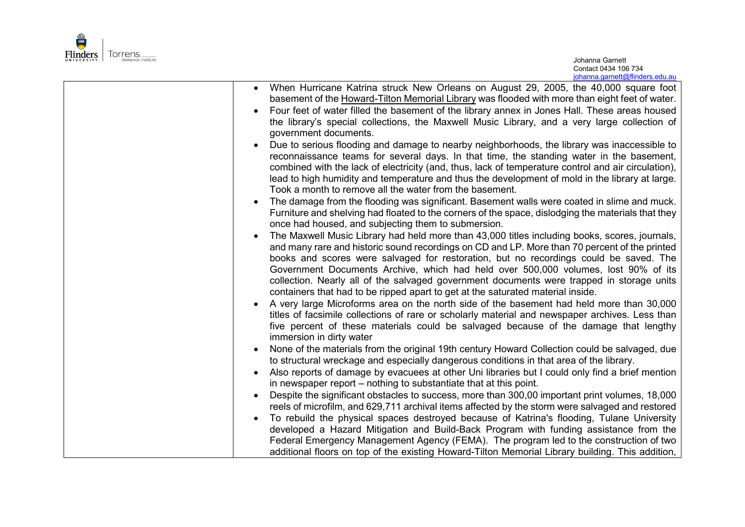| | |
|---|---|
| | • When Hurricane Katrina struck New Orleans on August 29, 2005, the 40,000 square foot basement of the Howard-Tilton Memorial Library was flooded with more than eight feet of water.<br>• Four feet of water filled the basement of the library annex in Jones Hall. These areas housed the library's special collections, the Maxwell Music Library, and a very large collection of government documents.<br>• Due to serious flooding and damage to nearby neighborhoods, the library was inaccessible to reconnaissance teams for several days. In that time, the standing water in the basement, combined with the lack of electricity (and, thus, lack of temperature control and air circulation), lead to high humidity and temperature and thus the development of mold in the library at large. Took a month to remove all the water from the basement.<br>• The damage from the flooding was significant. Basement walls were coated in slime and muck. Furniture and shelving had floated to the corners of the space, dislodging the materials that they once had housed, and subjecting them to submersion.<br>• The Maxwell Music Library had held more than 43,000 titles including books, scores, journals, and many rare and historic sound recordings on CD and LP. More than 70 percent of the printed books and scores were salvaged for restoration, but no recordings could be saved. The Government Documents Archive, which had held over 500,000 volumes, lost 90% of its collection. Nearly all of the salvaged government documents were trapped in storage units containers that had to be ripped apart to get at the saturated material inside.<br>• A very large Microforms area on the north side of the basement had held more than 30,000 titles of facsimile collections of rare or scholarly material and newspaper archives. Less than five percent of these materials could be salvaged because of the damage that lengthy immersion in dirty water<br>• None of the materials from the original 19th century Howard Collection could be salvaged, due to structural wreckage and especially dangerous conditions in that area of the library.<br>• Also reports of damage by evacuees at other Uni libraries but I could only find a brief mention in newspaper report – nothing to substantiate that at this point.<br>• Despite the significant obstacles to success, more than 300,00 important print volumes, 18,000 reels of microfilm, and 629,711 archival items affected by the storm were salvaged and restored<br>• To rebuild the physical spaces destroyed because of Katrina's flooding, Tulane University developed a Hazard Mitigation and Build-Back Program with funding assistance from the Federal Emergency Management Agency (FEMA). The program led to the construction of two additional floors on top of the existing Howard-Tilton Memorial Library building. This addition, |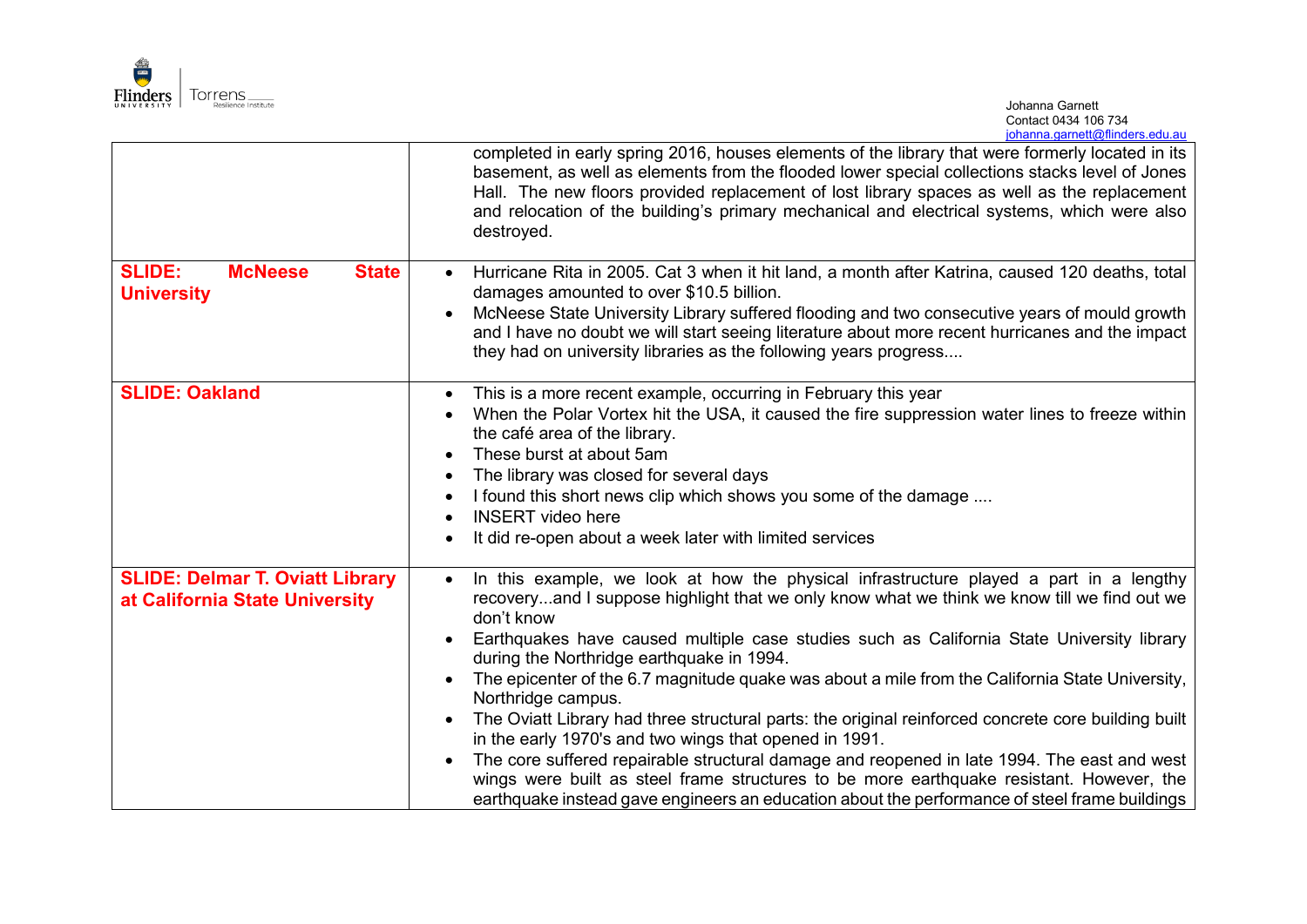| | |
|---|---|
| | completed in early spring 2016, houses elements of the library that were formerly located in its basement, as well as elements from the flooded lower special collections stacks level of Jones Hall. The new floors provided replacement of lost library spaces as well as the replacement and relocation of the building's primary mechanical and electrical systems, which were also destroyed. |
| **SLIDE: McNeese State University** | • Hurricane Rita in 2005. Cat 3 when it hit land, a month after Katrina, caused 120 deaths, total damages amounted to over $10.5 billion.<br>• McNeese State University Library suffered flooding and two consecutive years of mould growth and I have no doubt we will start seeing literature about more recent hurricanes and the impact they had on university libraries as the following years progress.... |
| **SLIDE: Oakland** | • This is a more recent example, occurring in February this year<br>• When the Polar Vortex hit the USA, it caused the fire suppression water lines to freeze within the café area of the library.<br>• These burst at about 5am<br>• The library was closed for several days<br>• I found this short news clip which shows you some of the damage ....<br>• INSERT video here<br>• It did re-open about a week later with limited services |
| **SLIDE: Delmar T. Oviatt Library at California State University** | • In this example, we look at how the physical infrastructure played a part in a lengthy recovery...and I suppose highlight that we only know what we think we know till we find out we don't know<br>• Earthquakes have caused multiple case studies such as California State University library during the Northridge earthquake in 1994.<br>• The epicenter of the 6.7 magnitude quake was about a mile from the California State University, Northridge campus.<br>• The Oviatt Library had three structural parts: the original reinforced concrete core building built in the early 1970's and two wings that opened in 1991.<br>• The core suffered repairable structural damage and reopened in late 1994. The east and west wings were built as steel frame structures to be more earthquake resistant. However, the earthquake instead gave engineers an education about the performance of steel frame buildings |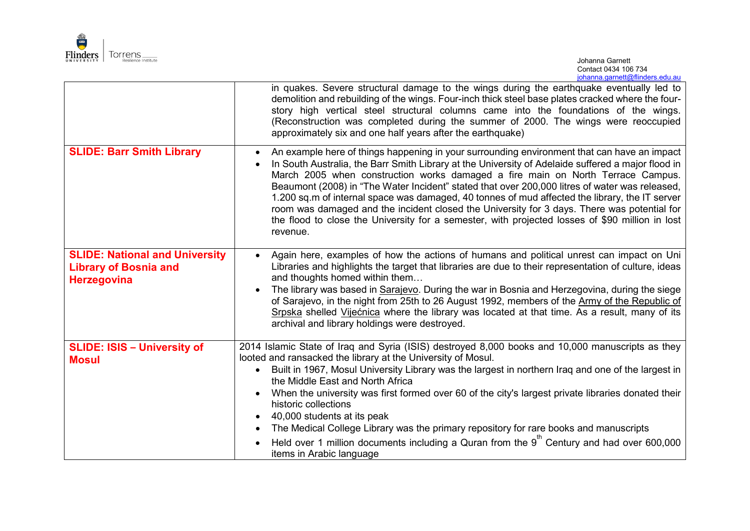| | |
|---|---|
| | in quakes. Severe structural damage to the wings during the earthquake eventually led to demolition and rebuilding of the wings. Four-inch thick steel base plates cracked where the four-story high vertical steel structural columns came into the foundations of the wings. (Reconstruction was completed during the summer of 2000. The wings were reoccupied approximately six and one half years after the earthquake) |
| **SLIDE: Barr Smith Library** | • An example here of things happening in your surrounding environment that can have an impact<br>• In South Australia, the Barr Smith Library at the University of Adelaide suffered a major flood in March 2005 when construction works damaged a fire main on North Terrace Campus. Beaumont (2008) in "The Water Incident" stated that over 200,000 litres of water was released, 1.200 sq.m of internal space was damaged, 40 tonnes of mud affected the library, the IT server room was damaged and the incident closed the University for 3 days. There was potential for the flood to close the University for a semester, with projected losses of $90 million in lost revenue. |
| **SLIDE: National and University Library of Bosnia and Herzegovina** | • Again here, examples of how the actions of humans and political unrest can impact on Uni Libraries and highlights the target that libraries are due to their representation of culture, ideas and thoughts homed within them…<br>• The library was based in Sarajevo. During the war in Bosnia and Herzegovina, during the siege of Sarajevo, in the night from 25th to 26 August 1992, members of the Army of the Republic of Srpska shelled Vijećnica where the library was located at that time. As a result, many of its archival and library holdings were destroyed. |
| **SLIDE: ISIS – University of Mosul** | 2014 Islamic State of Iraq and Syria (ISIS) destroyed 8,000 books and 10,000 manuscripts as they looted and ransacked the library at the University of Mosul.<br>• Built in 1967, Mosul University Library was the largest in northern Iraq and one of the largest in the Middle East and North Africa<br>• When the university was first formed over 60 of the city's largest private libraries donated their historic collections<br>• 40,000 students at its peak<br>• The Medical College Library was the primary repository for rare books and manuscripts<br>• Held over 1 million documents including a Quran from the 9th Century and had over 600,000 items in Arabic language |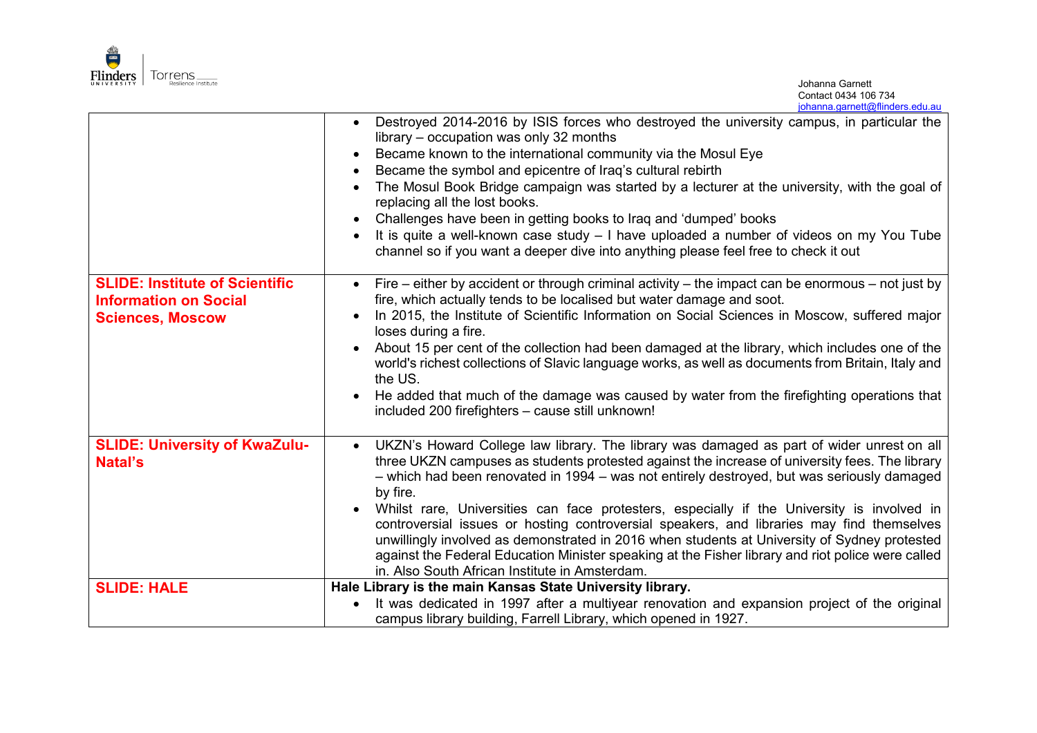| | |
|---|---|
| | • Destroyed 2014-2016 by ISIS forces who destroyed the university campus, in particular the library – occupation was only 32 months<br>• Became known to the international community via the Mosul Eye<br>• Became the symbol and epicentre of Iraq's cultural rebirth<br>• The Mosul Book Bridge campaign was started by a lecturer at the university, with the goal of replacing all the lost books.<br>• Challenges have been in getting books to Iraq and 'dumped' books<br>• It is quite a well-known case study – I have uploaded a number of videos on my You Tube channel so if you want a deeper dive into anything please feel free to check it out |
| **SLIDE: Institute of Scientific Information on Social Sciences, Moscow** | • Fire – either by accident or through criminal activity – the impact can be enormous – not just by fire, which actually tends to be localised but water damage and soot.<br>• In 2015, the Institute of Scientific Information on Social Sciences in Moscow, suffered major loses during a fire.<br>• About 15 per cent of the collection had been damaged at the library, which includes one of the world's richest collections of Slavic language works, as well as documents from Britain, Italy and the US.<br>• He added that much of the damage was caused by water from the firefighting operations that included 200 firefighters – cause still unknown! |
| **SLIDE: University of KwaZulu-Natal's** | • UKZN's Howard College law library. The library was damaged as part of wider unrest on all three UKZN campuses as students protested against the increase of university fees. The library – which had been renovated in 1994 – was not entirely destroyed, but was seriously damaged by fire.<br>• Whilst rare, Universities can face protesters, especially if the University is involved in controversial issues or hosting controversial speakers, and libraries may find themselves unwillingly involved as demonstrated in 2016 when students at University of Sydney protested against the Federal Education Minister speaking at the Fisher library and riot police were called in. Also South African Institute in Amsterdam. |
| **SLIDE: HALE** | **Hale Library is the main Kansas State University library.**<br>• It was dedicated in 1997 after a multiyear renovation and expansion project of the original campus library building, Farrell Library, which opened in 1927. |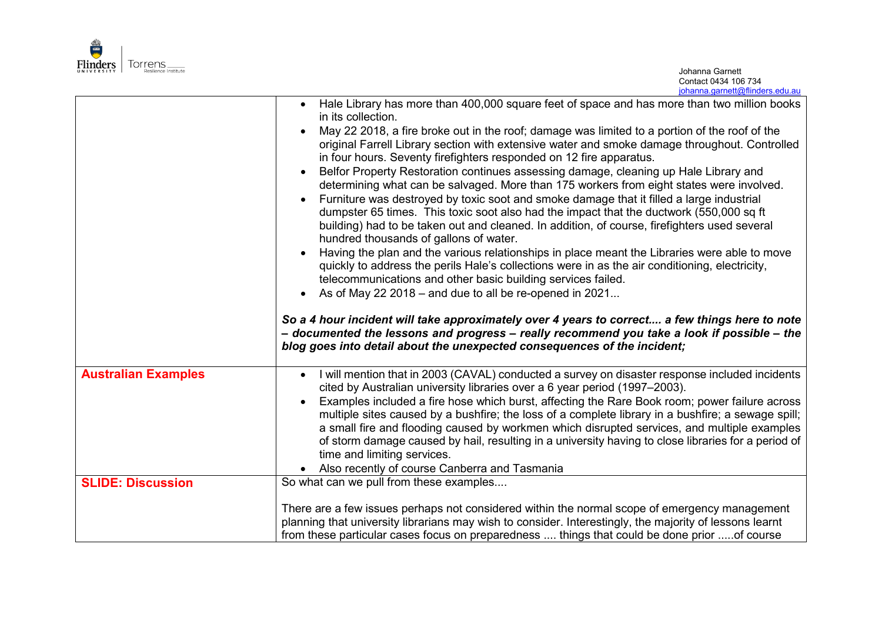| | |
|---|---|
| | • Hale Library has more than 400,000 square feet of space and has more than two million books in its collection.<br>• May 22 2018, a fire broke out in the roof; damage was limited to a portion of the roof of the original Farrell Library section with extensive water and smoke damage throughout. Controlled in four hours. Seventy firefighters responded on 12 fire apparatus.<br>• Belfor Property Restoration continues assessing damage, cleaning up Hale Library and determining what can be salvaged. More than 175 workers from eight states were involved.<br>• Furniture was destroyed by toxic soot and smoke damage that it filled a large industrial dumpster 65 times. This toxic soot also had the impact that the ductwork (550,000 sq ft building) had to be taken out and cleaned. In addition, of course, firefighters used several hundred thousands of gallons of water.<br>• Having the plan and the various relationships in place meant the Libraries were able to move quickly to address the perils Hale's collections were in as the air conditioning, electricity, telecommunications and other basic building services failed.<br>• As of May 22 2018 – and due to all be re-opened in 2021...<br><br>***So a 4 hour incident will take approximately over 4 years to correct.... a few things here to note – documented the lessons and progress – really recommend you take a look if possible – the blog goes into detail about the unexpected consequences of the incident;*** |
| **Australian Examples** | • I will mention that in 2003 (CAVAL) conducted a survey on disaster response included incidents cited by Australian university libraries over a 6 year period (1997–2003).<br>• Examples included a fire hose which burst, affecting the Rare Book room; power failure across multiple sites caused by a bushfire; the loss of a complete library in a bushfire; a sewage spill; a small fire and flooding caused by workmen which disrupted services, and multiple examples of storm damage caused by hail, resulting in a university having to close libraries for a period of time and limiting services.<br>• Also recently of course Canberra and Tasmania |
| **SLIDE: Discussion** | So what can we pull from these examples....<br><br>There are a few issues perhaps not considered within the normal scope of emergency management planning that university librarians may wish to consider. Interestingly, the majority of lessons learnt from these particular cases focus on preparedness .... things that could be done prior .....of course |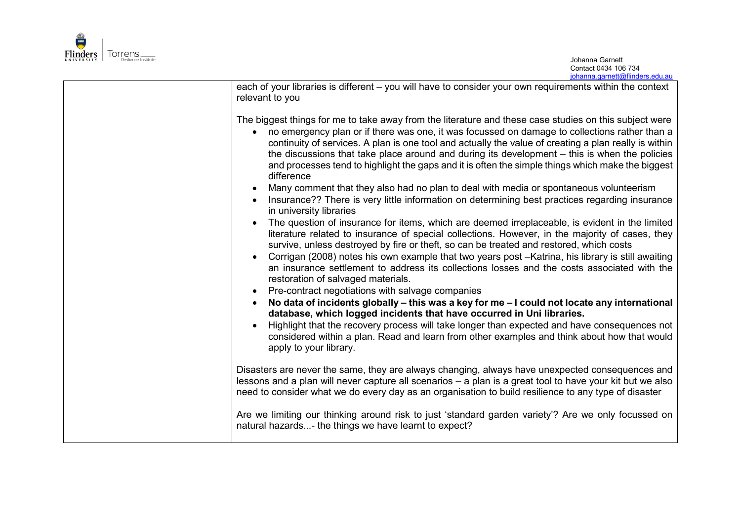| | each of your libraries is different – you will have to consider your own requirements within the context relevant to you<br><br>The biggest things for me to take away from the literature and these case studies on this subject were<br>• no emergency plan or if there was one, it was focussed on damage to collections rather than a continuity of services. A plan is one tool and actually the value of creating a plan really is within the discussions that take place around and during its development – this is when the policies and processes tend to highlight the gaps and it is often the simple things which make the biggest difference<br>• Many comment that they also had no plan to deal with media or spontaneous volunteerism<br>• Insurance?? There is very little information on determining best practices regarding insurance in university libraries<br>• The question of insurance for items, which are deemed irreplaceable, is evident in the limited literature related to insurance of special collections. However, in the majority of cases, they survive, unless destroyed by fire or theft, so can be treated and restored, which costs<br>• Corrigan (2008) notes his own example that two years post –Katrina, his library is still awaiting an insurance settlement to address its collections losses and the costs associated with the restoration of salvaged materials.<br>• Pre-contract negotiations with salvage companies<br>• **No data of incidents globally – this was a key for me – I could not locate any international database, which logged incidents that have occurred in Uni libraries.**<br>• Highlight that the recovery process will take longer than expected and have consequences not considered within a plan. Read and learn from other examples and think about how that would apply to your library.<br><br>Disasters are never the same, they are always changing, always have unexpected consequences and lessons and a plan will never capture all scenarios – a plan is a great tool to have your kit but we also need to consider what we do every day as an organisation to build resilience to any type of disaster<br><br>Are we limiting our thinking around risk to just 'standard garden variety'? Are we only focussed on natural hazards...- the things we have learnt to expect? |
|---|---|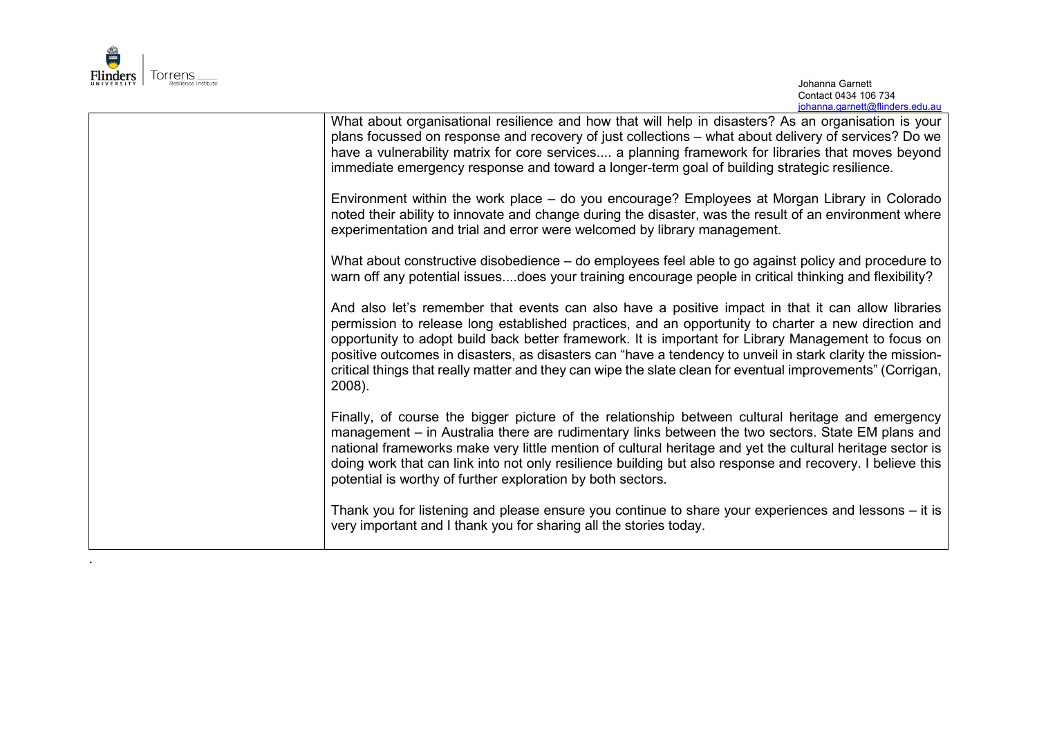|  | What about organisational resilience and how that will help in disasters? As an organisation is your plans focussed on response and recovery of just collections – what about delivery of services? Do we have a vulnerability matrix for core services.... a planning framework for libraries that moves beyond immediate emergency response and toward a longer-term goal of building strategic resilience.<br><br>Environment within the work place – do you encourage? Employees at Morgan Library in Colorado noted their ability to innovate and change during the disaster, was the result of an environment where experimentation and trial and error were welcomed by library management.<br><br>What about constructive disobedience – do employees feel able to go against policy and procedure to warn off any potential issues....does your training encourage people in critical thinking and flexibility?<br><br>And also let's remember that events can also have a positive impact in that it can allow libraries permission to release long established practices, and an opportunity to charter a new direction and opportunity to adopt build back better framework. It is important for Library Management to focus on positive outcomes in disasters, as disasters can "have a tendency to unveil in stark clarity the mission-critical things that really matter and they can wipe the slate clean for eventual improvements" (Corrigan, 2008).<br><br>Finally, of course the bigger picture of the relationship between cultural heritage and emergency management – in Australia there are rudimentary links between the two sectors. State EM plans and national frameworks make very little mention of cultural heritage and yet the cultural heritage sector is doing work that can link into not only resilience building but also response and recovery. I believe this potential is worthy of further exploration by both sectors.<br><br>Thank you for listening and please ensure you continue to share your experiences and lessons – it is very important and I thank you for sharing all the stories today. |
|---|---|

.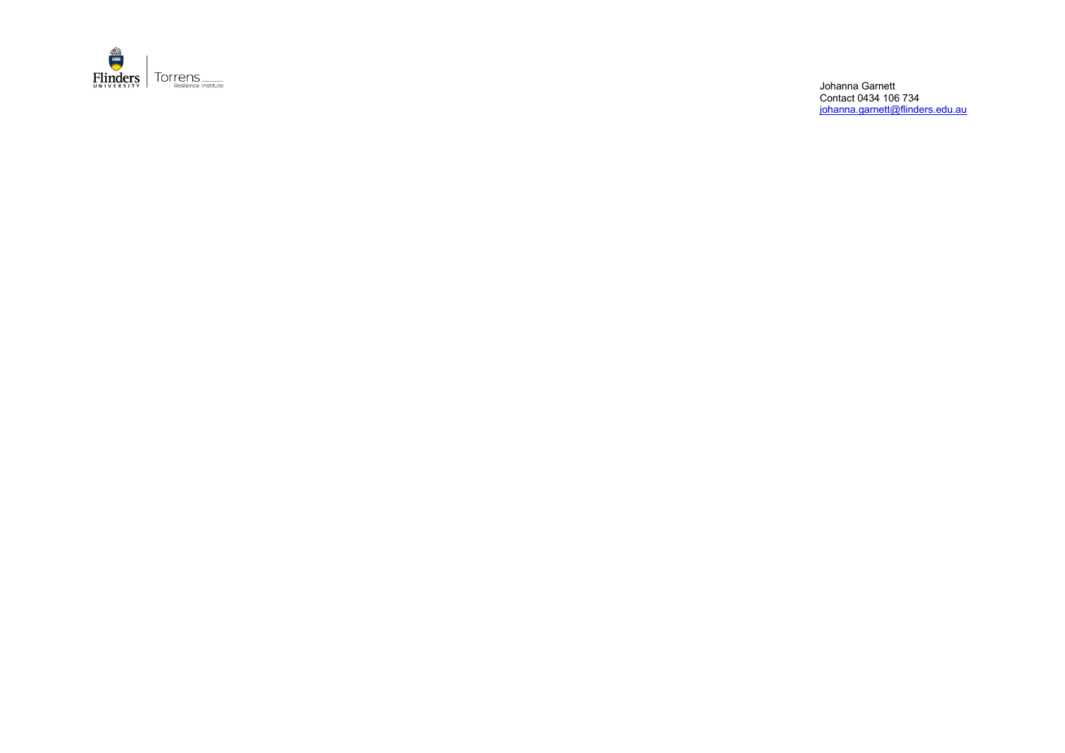Flinders UNIVERSITY | Torrens Resilience Institute

Johanna Garnett
Contact 0434 106 734
johanna.garnett@flinders.edu.au